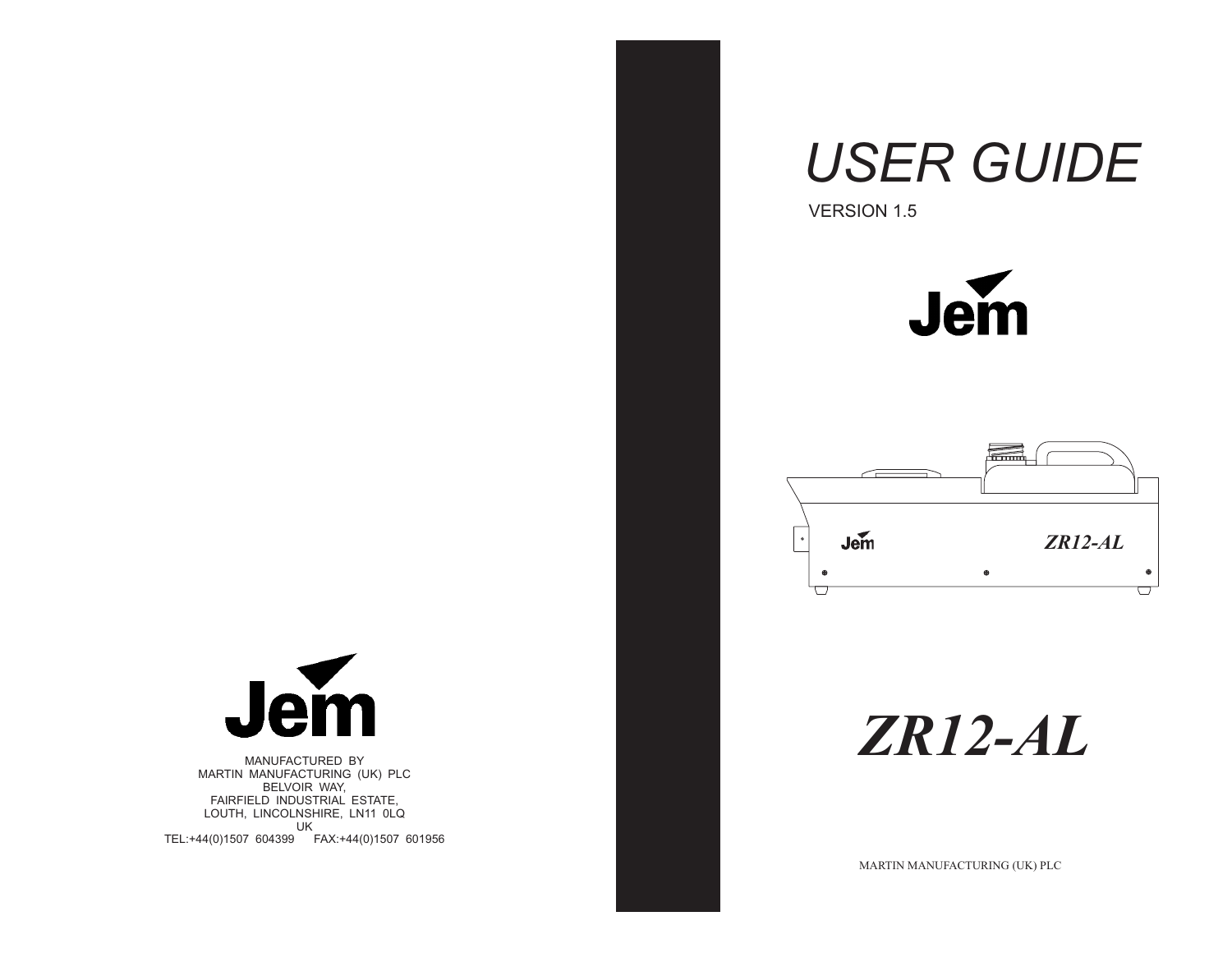Jem

MANUFACTURED BY
MARTIN MANUFACTURING (UK) PLC
BELVOIR WAY,
FAIRFIELD INDUSTRIAL ESTATE,
LOUTH, LINCOLNSHIRE, LN11 0LQ
UK
TEL:+44(0)1507 604399 FAX:+44(0)1507 601956

# USER GUIDE

VERSION 1.5

Jem

# *ZR12-AL*

MARTIN MANUFACTURING (UK) PLC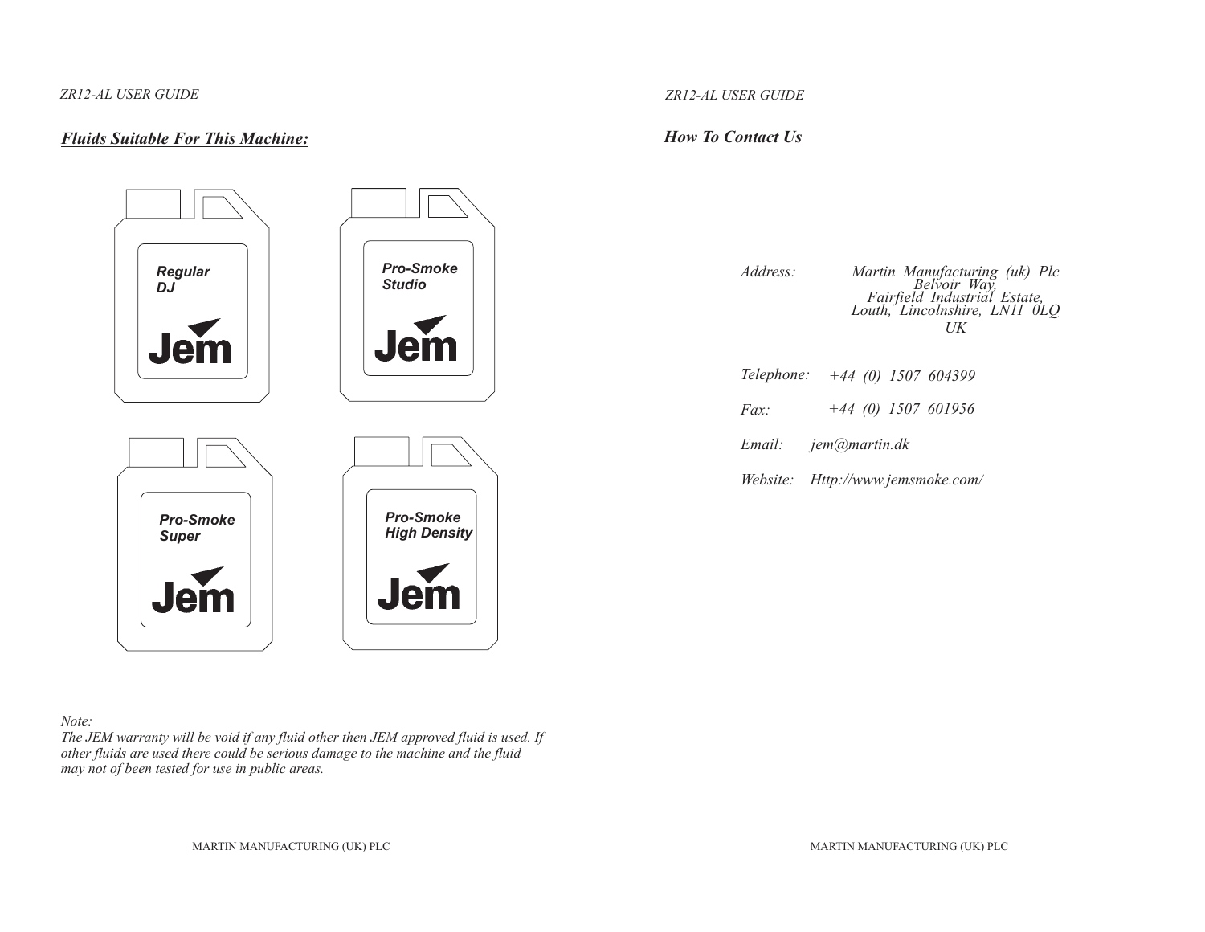## *Fluids Suitable For This Machine:*

*Regular DJ* — Jem

*Pro-Smoke Studio* — Jem

*Pro-Smoke Super* — Jem

*Pro-Smoke High Density* — Jem

*Note:*
*The JEM warranty will be void if any fluid other then JEM approved fluid is used. If other fluids are used there could be serious damage to the machine and the fluid may not of been tested for use in public areas.*

## *How To Contact Us*

*Address:* *Martin Manufacturing (uk) Plc*
*Belvoir Way,*
*Fairfield Industrial Estate,*
*Louth, Lincolnshire, LN11 0LQ*
*UK*

*Telephone:* *+44 (0) 1507 604399*

*Fax:* *+44 (0) 1507 601956*

*Email:* *jem@martin.dk*

*Website:* *Http://www.jemsmoke.com/*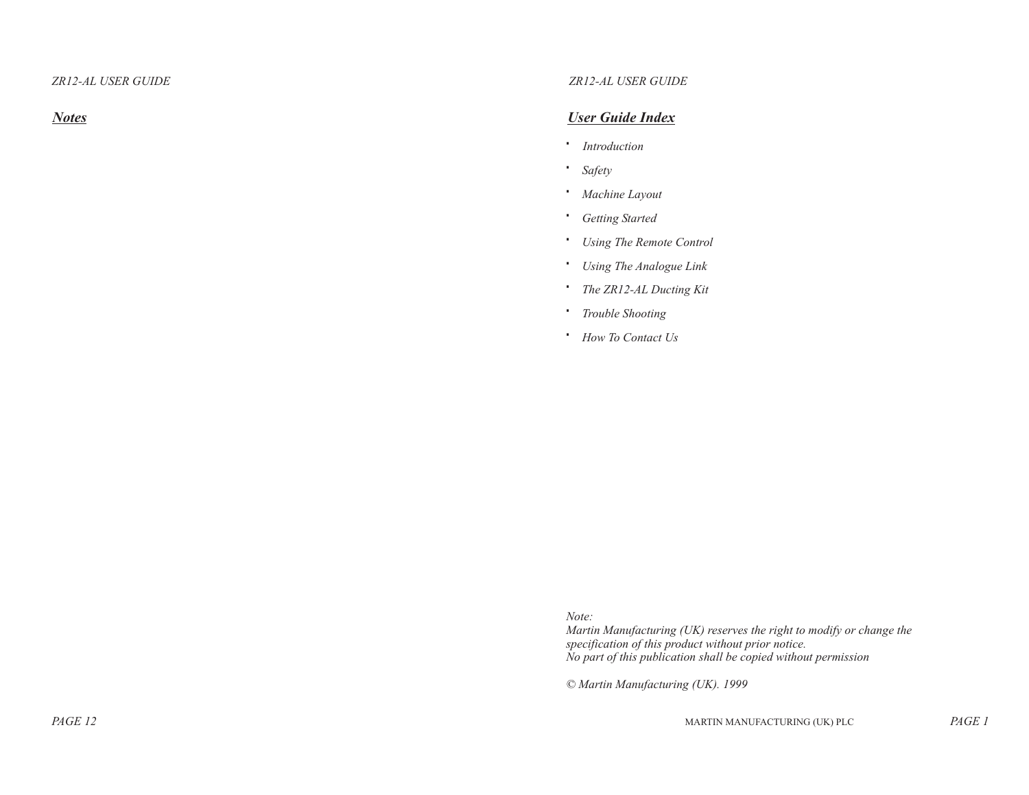## *Notes*

## *User Guide Index*

- *Introduction*
- *Safety*
- *Machine Layout*
- *Getting Started*
- *Using The Remote Control*
- *Using The Analogue Link*
- *The ZR12-AL Ducting Kit*
- *Trouble Shooting*
- *How To Contact Us*

*Note:*
*Martin Manufacturing (UK) reserves the right to modify or change the specification of this product without prior notice.*
*No part of this publication shall be copied without permission*

*© Martin Manufacturing (UK). 1999*

MARTIN MANUFACTURING (UK) PLC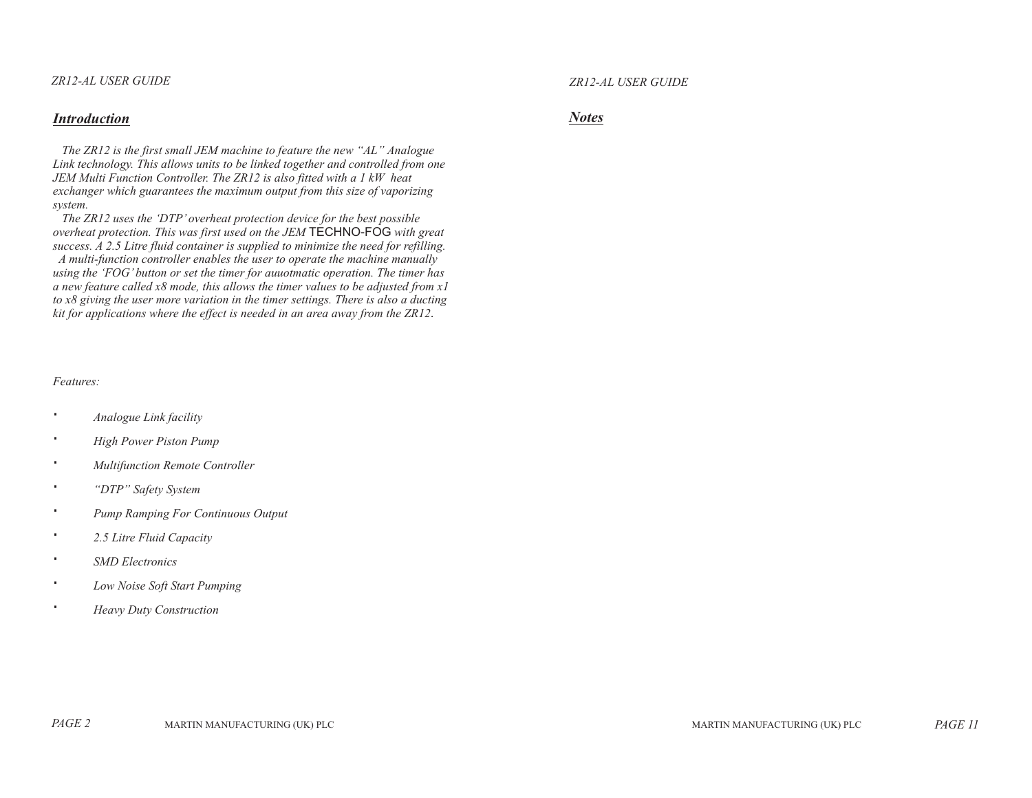## *Introduction*

*The ZR12 is the first small JEM machine to feature the new "AL" Analogue Link technology. This allows units to be linked together and controlled from one JEM Multi Function Controller. The ZR12 is also fitted with a 1 kW heat exchanger which guarantees the maximum output from this size of vaporizing system.*

*The ZR12 uses the 'DTP' overheat protection device for the best possible overheat protection. This was first used on the JEM* TECHNO-FOG *with great success. A 2.5 Litre fluid container is supplied to minimize the need for refilling.*

*A multi-function controller enables the user to operate the machine manually using the 'FOG' button or set the timer for auuotmatic operation. The timer has a new feature called x8 mode, this allows the timer values to be adjusted from x1 to x8 giving the user more variation in the timer settings. There is also a ducting kit for applications where the effect is needed in an area away from the ZR12.*

*Features:*

- *Analogue Link facility*
- *High Power Piston Pump*
- *Multifunction Remote Controller*
- *"DTP" Safety System*
- *Pump Ramping For Continuous Output*
- *2.5 Litre Fluid Capacity*
- *SMD Electronics*
- *Low Noise Soft Start Pumping*
- *Heavy Duty Construction*

## *Notes*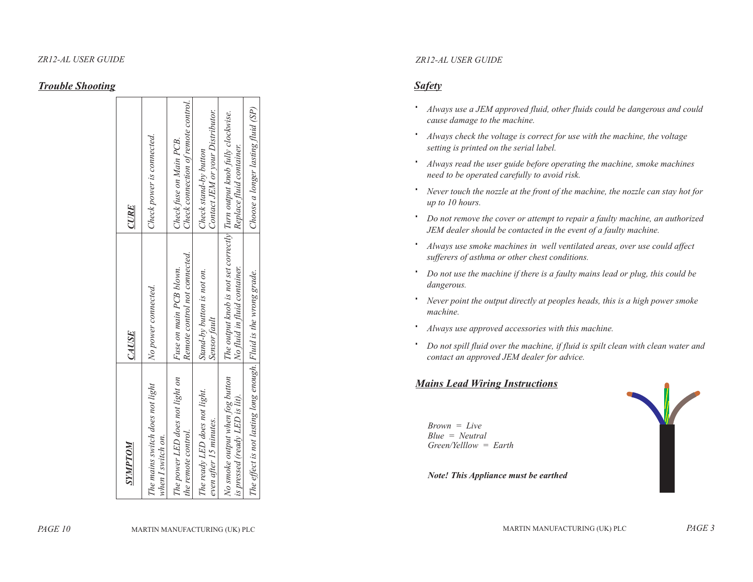## Trouble Shooting

| SYMPTOM | CAUSE | CURE |
|---|---|---|
| The mains switch does not light when I switch on. | No power connected. | Check power is connected. |
| The power LED does not light on the remote control. | Fuse on main PCB blown.<br>Remote control not connected. | Check fuse on Main PCB.<br>Check connection of remote control. |
| The ready LED does not light. even after 15 minutes. | Stand-by button is not on.<br>Sensor fault | Check stand-by button<br>Contact JEM or your Distributor. |
| No smoke output when fog button is pressed (ready LED is lit). | The output knob is not set correctly<br>No fluid in fluid container. | Turn output knob fully clockwise.<br>Replace fluid container. |
| The effect is not lasting long enough. | Fluid is the wrong grade. | Choose a longer lasting fluid (SP) |

## Safety

- *Always use a JEM approved fluid, other fluids could be dangerous and could cause damage to the machine.*
- *Always check the voltage is correct for use with the machine, the voltage setting is printed on the serial label.*
- *Always read the user guide before operating the machine, smoke machines need to be operated carefully to avoid risk.*
- *Never touch the nozzle at the front of the machine, the nozzle can stay hot for up to 10 hours.*
- *Do not remove the cover or attempt to repair a faulty machine, an authorized JEM dealer should be contacted in the event of a faulty machine.*
- *Always use smoke machines in well ventilated areas, over use could affect sufferers of asthma or other chest conditions.*
- *Do not use the machine if there is a faulty mains lead or plug, this could be dangerous.*
- *Never point the output directly at peoples heads, this is a high power smoke machine.*
- *Always use approved accessories with this machine.*
- *Do not spill fluid over the machine, if fluid is spilt clean with clean water and contact an approved JEM dealer for advice.*

## Mains Lead Wiring Instructions

*Brown = Live*
*Blue = Neutral*
*Green/Yelllow = Earth*

***Note! This Appliance must be earthed***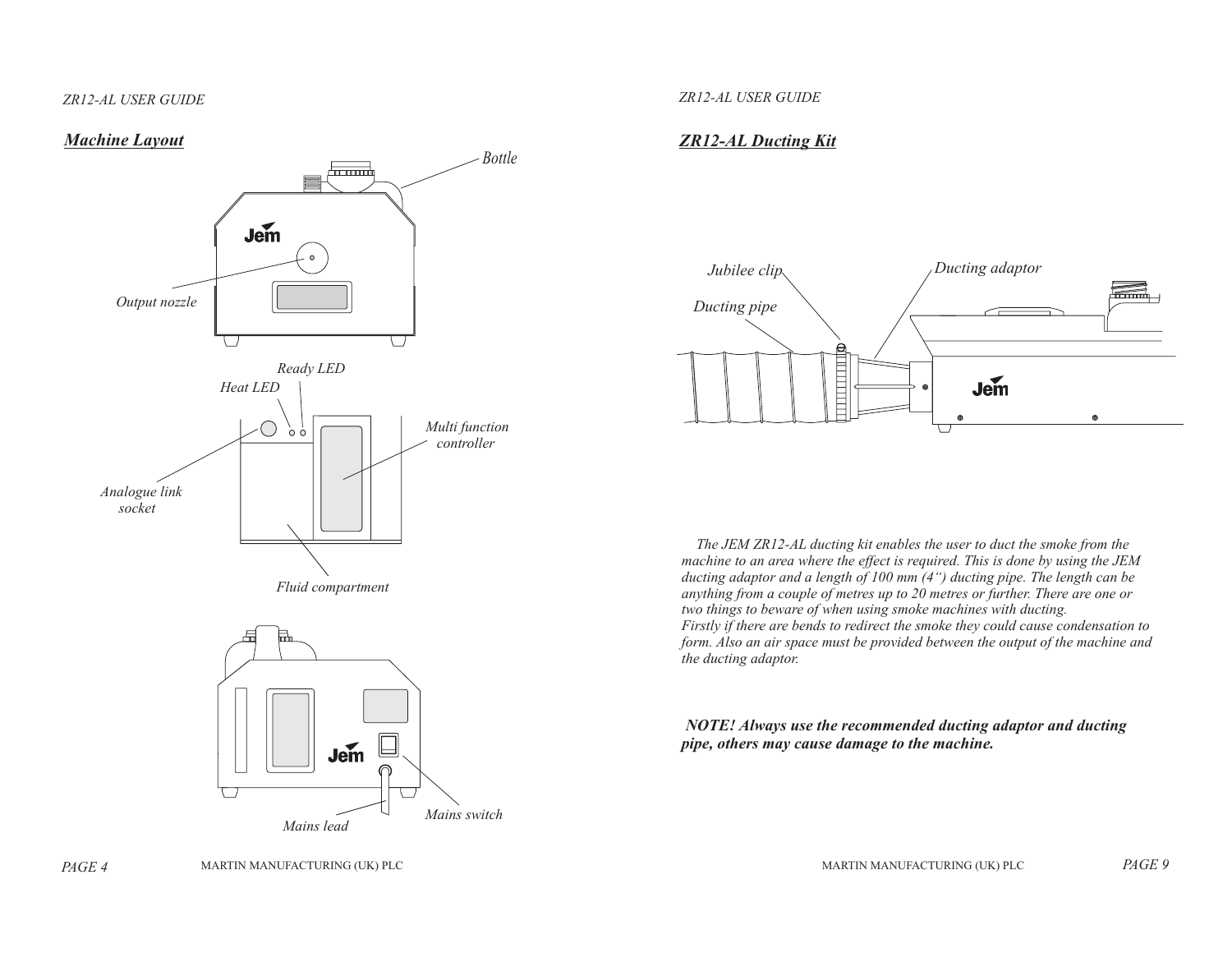## *Machine Layout*

*Bottle*

*Output nozzle*

*Ready LED*

*Heat LED*

*Multi function controller*

*Analogue link socket*

*Fluid compartment*

*Mains lead*

*Mains switch*

## *ZR12-AL Ducting Kit*

*Jubilee clip*

*Ducting adaptor*

*Ducting pipe*

*The JEM ZR12-AL ducting kit enables the user to duct the smoke from the machine to an area where the effect is required. This is done by using the JEM ducting adaptor and a length of 100 mm (4") ducting pipe. The length can be anything from a couple of metres up to 20 metres or further. There are one or two things to beware of when using smoke machines with ducting.*
*Firstly if there are bends to redirect the smoke they could cause condensation to form. Also an air space must be provided between the output of the machine and the ducting adaptor.*

***NOTE! Always use the recommended ducting adaptor and ducting pipe, others may cause damage to the machine.***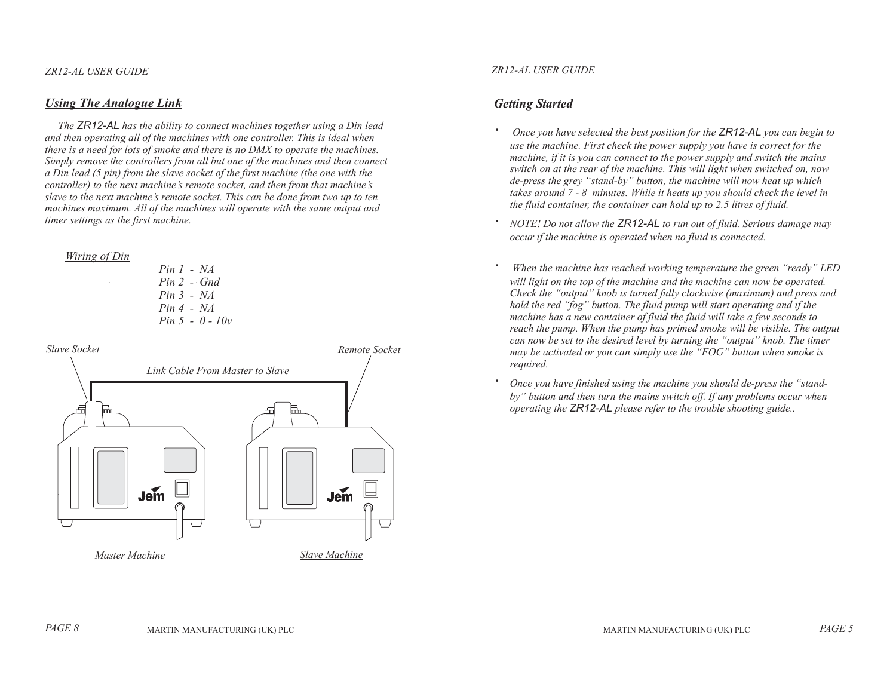## *Using The Analogue Link*

*The ZR12-AL has the ability to connect machines together using a Din lead and then operating all of the machines with one controller. This is ideal when there is a need for lots of smoke and there is no DMX to operate the machines. Simply remove the controllers from all but one of the machines and then connect a Din lead (5 pin) from the slave socket of the first machine (the one with the controller) to the next machine's remote socket, and then from that machine's slave to the next machine's remote socket. This can be done from two up to ten machines maximum. All of the machines will operate with the same output and timer settings as the first machine.*

*Wiring of Din*

*Pin 1 - NA*
*Pin 2 - Gnd*
*Pin 3 - NA*
*Pin 4 - NA*
*Pin 5 - 0 - 10v*

*Slave Socket* — *Link Cable From Master to Slave* — *Remote Socket*

*Master Machine* — *Slave Machine*

## *Getting Started*

- *Once you have selected the best position for the ZR12-AL you can begin to use the machine. First check the power supply you have is correct for the machine, if it is you can connect to the power supply and switch the mains switch on at the rear of the machine. This will light when switched on, now de-press the grey "stand-by" button, the machine will now heat up which takes around 7 - 8 minutes. While it heats up you should check the level in the fluid container, the container can hold up to 2.5 litres of fluid.*
- *NOTE! Do not allow the ZR12-AL to run out of fluid. Serious damage may occur if the machine is operated when no fluid is connected.*
- *When the machine has reached working temperature the green "ready" LED will light on the top of the machine and the machine can now be operated. Check the "output" knob is turned fully clockwise (maximum) and press and hold the red "fog" button. The fluid pump will start operating and if the machine has a new container of fluid the fluid will take a few seconds to reach the pump. When the pump has primed smoke will be visible. The output can now be set to the desired level by turning the "output" knob. The timer may be activated or you can simply use the "FOG" button when smoke is required.*
- *Once you have finished using the machine you should de-press the "stand-by" button and then turn the mains switch off. If any problems occur when operating the ZR12-AL please refer to the trouble shooting guide..*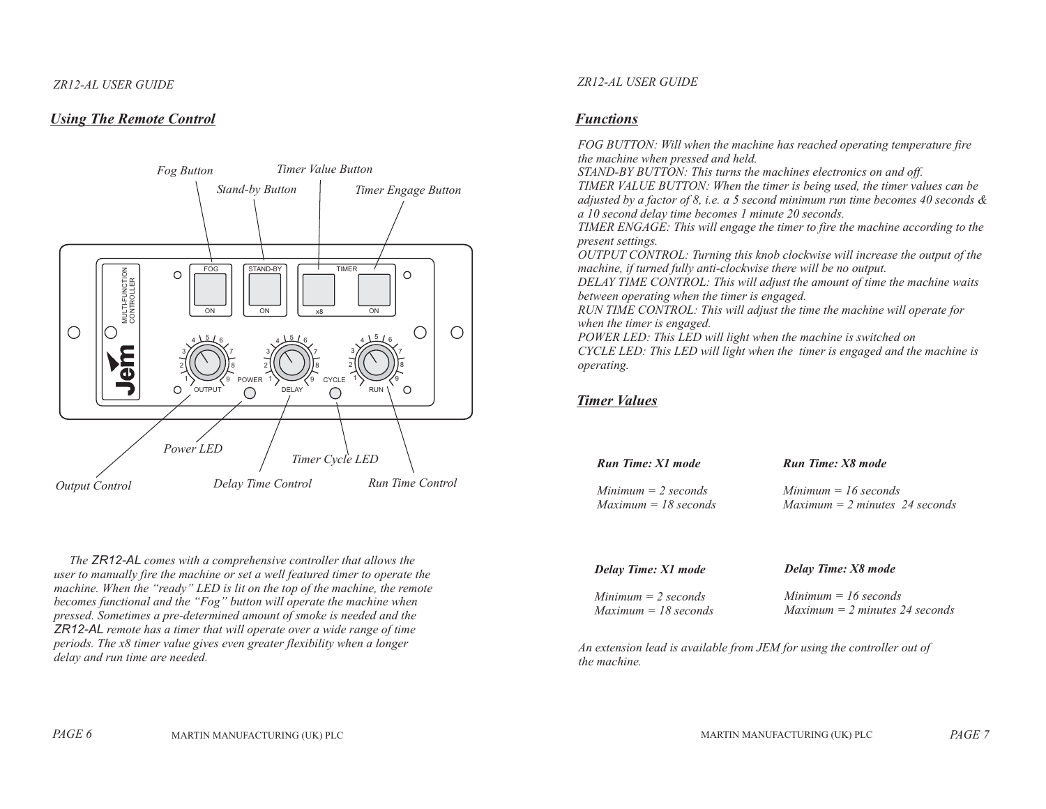## Using The Remote Control

Fog Button
Timer Value Button
Stand-by Button
Timer Engage Button

MULTI-FUNCTION CONTROLLER
Jem
FOG
ON
STAND-BY
ON
TIMER
x8
ON
1 2 3 4 5 6 7 8 9
OUTPUT
POWER
DELAY
CYCLE
RUN

Power LED
Timer Cycle LED
Output Control
Delay Time Control
Run Time Control

*The ZR12-AL comes with a comprehensive controller that allows the user to manually fire the machine or set a well featured timer to operate the machine. When the "ready" LED is lit on the top of the machine, the remote becomes functional and the "Fog" button will operate the machine when pressed. Sometimes a pre-determined amount of smoke is needed and the ZR12-AL remote has a timer that will operate over a wide range of time periods. The x8 timer value gives even greater flexibility when a longer delay and run time are needed.*

## Functions

*FOG BUTTON: Will when the machine has reached operating temperature fire the machine when pressed and held.*
*STAND-BY BUTTON: This turns the machines electronics on and off.*
*TIMER VALUE BUTTON: When the timer is being used, the timer values can be adjusted by a factor of 8, i.e. a 5 second minimum run time becomes 40 seconds & a 10 second delay time becomes 1 minute 20 seconds.*
*TIMER ENGAGE: This will engage the timer to fire the machine according to the present settings.*
*OUTPUT CONTROL: Turning this knob clockwise will increase the output of the machine, if turned fully anti-clockwise there will be no output.*
*DELAY TIME CONTROL: This will adjust the amount of time the machine waits between operating when the timer is engaged.*
*RUN TIME CONTROL: This will adjust the time the machine will operate for when the timer is engaged.*
*POWER LED: This LED will light when the machine is switched on*
*CYCLE LED: This LED will light when the timer is engaged and the machine is operating.*

## Timer Values

| **Run Time: X1 mode** | **Run Time: X8 mode** |
|---|---|
| *Minimum = 2 seconds* | *Minimum = 16 seconds* |
| *Maximum = 18 seconds* | *Maximum = 2 minutes 24 seconds* |

| **Delay Time: X1 mode** | **Delay Time: X8 mode** |
|---|---|
| *Minimum = 2 seconds* | *Minimum = 16 seconds* |
| *Maximum = 18 seconds* | *Maximum = 2 minutes 24 seconds* |

*An extension lead is available from JEM for using the controller out of the machine.*